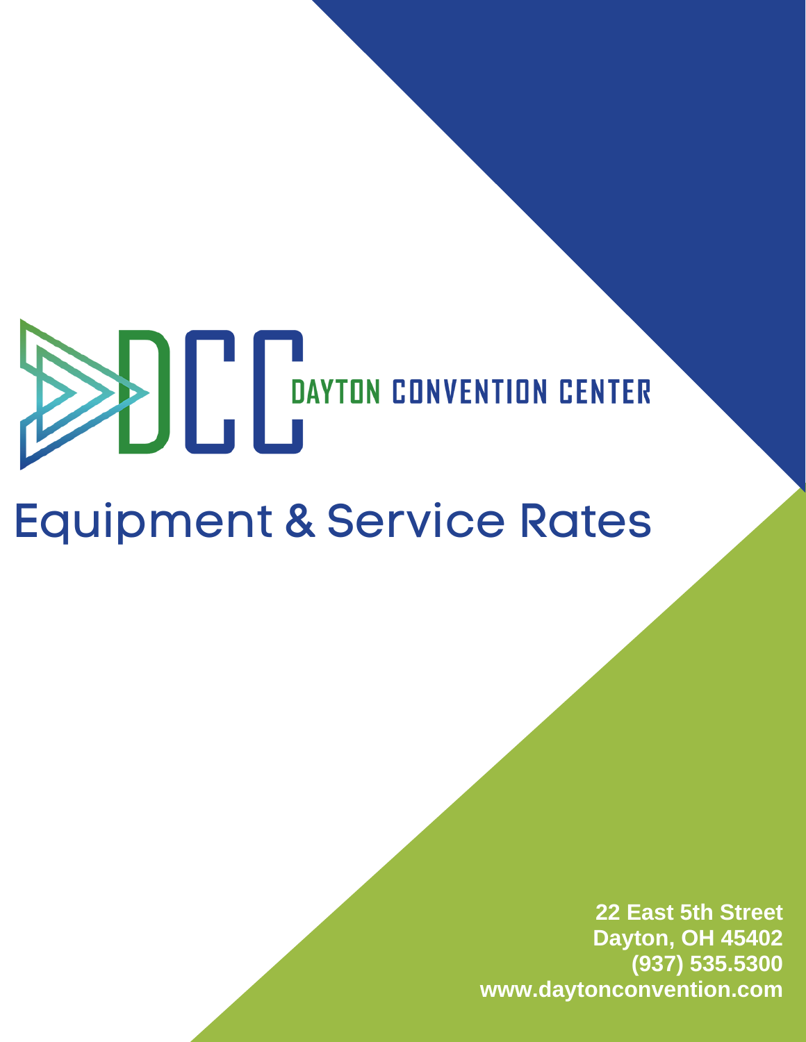DCC DAYTON CONVENTION CENTER

# Equipment & Service Rates

**22 East 5th Street**
**Dayton, OH 45402**
**(937) 535.5300**
**www.daytonconvention.com**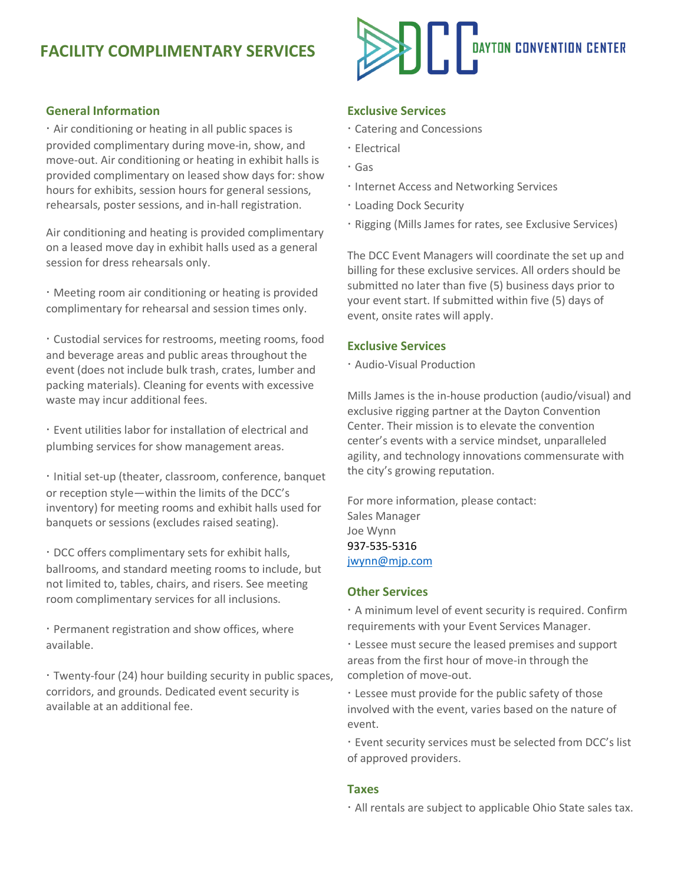# FACILITY COMPLIMENTARY SERVICES

DAYTON CONVENTION CENTER

## General Information

- Air conditioning or heating in all public spaces is provided complimentary during move-in, show, and move-out. Air conditioning or heating in exhibit halls is provided complimentary on leased show days for: show hours for exhibits, session hours for general sessions, rehearsals, poster sessions, and in-hall registration.

Air conditioning and heating is provided complimentary on a leased move day in exhibit halls used as a general session for dress rehearsals only.

- Meeting room air conditioning or heating is provided complimentary for rehearsal and session times only.

- Custodial services for restrooms, meeting rooms, food and beverage areas and public areas throughout the event (does not include bulk trash, crates, lumber and packing materials). Cleaning for events with excessive waste may incur additional fees.

- Event utilities labor for installation of electrical and plumbing services for show management areas.

- Initial set-up (theater, classroom, conference, banquet or reception style—within the limits of the DCC's inventory) for meeting rooms and exhibit halls used for banquets or sessions (excludes raised seating).

- DCC offers complimentary sets for exhibit halls, ballrooms, and standard meeting rooms to include, but not limited to, tables, chairs, and risers. See meeting room complimentary services for all inclusions.

- Permanent registration and show offices, where available.

- Twenty-four (24) hour building security in public spaces, corridors, and grounds. Dedicated event security is available at an additional fee.

## Exclusive Services

- Catering and Concessions
- Electrical
- Gas
- Internet Access and Networking Services
- Loading Dock Security
- Rigging (Mills James for rates, see Exclusive Services)

The DCC Event Managers will coordinate the set up and billing for these exclusive services. All orders should be submitted no later than five (5) business days prior to your event start. If submitted within five (5) days of event, onsite rates will apply.

## Exclusive Services

- Audio-Visual Production

Mills James is the in-house production (audio/visual) and exclusive rigging partner at the Dayton Convention Center. Their mission is to elevate the convention center's events with a service mindset, unparalleled agility, and technology innovations commensurate with the city's growing reputation.

For more information, please contact:
Sales Manager
Joe Wynn
937-535-5316
jwynn@mjp.com

## Other Services

- A minimum level of event security is required. Confirm requirements with your Event Services Manager.
- Lessee must secure the leased premises and support areas from the first hour of move-in through the completion of move-out.
- Lessee must provide for the public safety of those involved with the event, varies based on the nature of event.
- Event security services must be selected from DCC's list of approved providers.

## Taxes

- All rentals are subject to applicable Ohio State sales tax.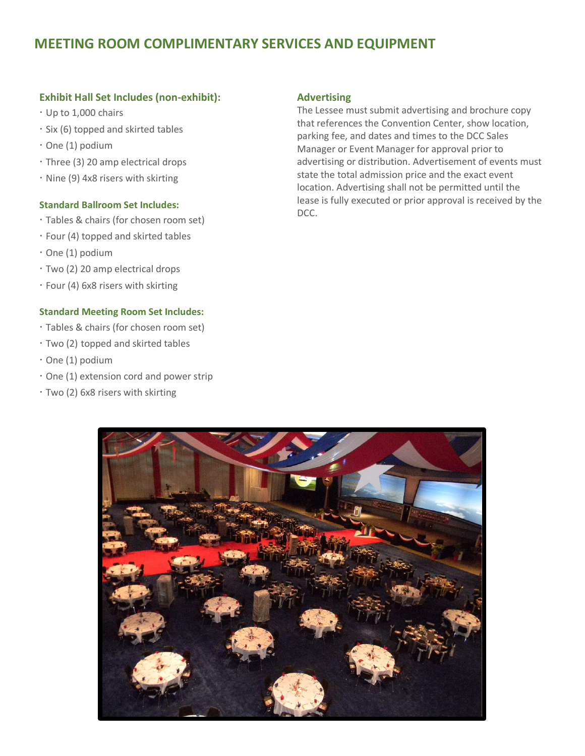# MEETING ROOM COMPLIMENTARY SERVICES AND EQUIPMENT

### Exhibit Hall Set Includes (non-exhibit):

- Up to 1,000 chairs
- Six (6) topped and skirted tables
- One (1) podium
- Three (3) 20 amp electrical drops
- Nine (9) 4x8 risers with skirting

### Standard Ballroom Set Includes:

- Tables & chairs (for chosen room set)
- Four (4) topped and skirted tables
- One (1) podium
- Two (2) 20 amp electrical drops
- Four (4) 6x8 risers with skirting

### Standard Meeting Room Set Includes:

- Tables & chairs (for chosen room set)
- Two (2) topped and skirted tables
- One (1) podium
- One (1) extension cord and power strip
- Two (2) 6x8 risers with skirting

### Advertising

The Lessee must submit advertising and brochure copy that references the Convention Center, show location, parking fee, and dates and times to the DCC Sales Manager or Event Manager for approval prior to advertising or distribution. Advertisement of events must state the total admission price and the exact event location. Advertising shall not be permitted until the lease is fully executed or prior approval is received by the DCC.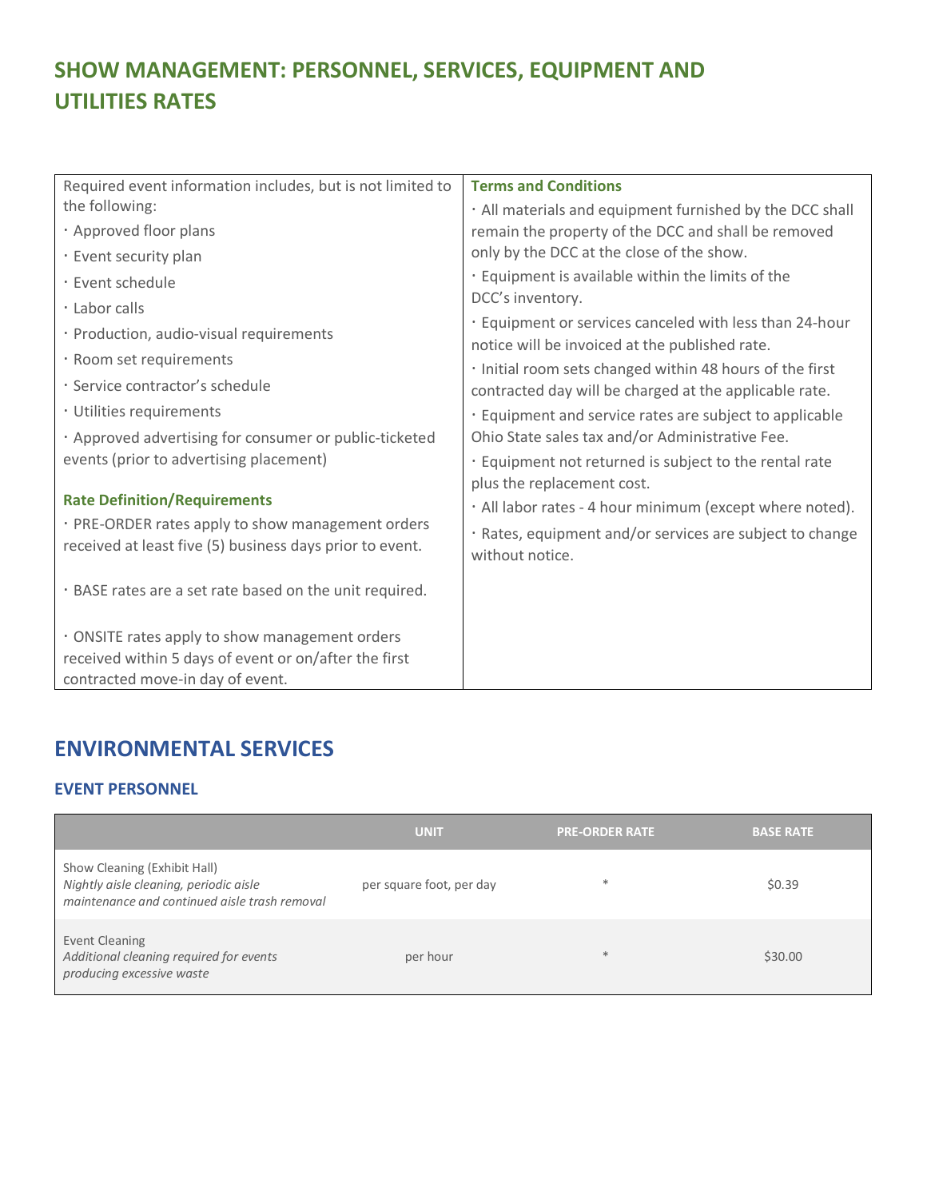# SHOW MANAGEMENT: PERSONNEL, SERVICES, EQUIPMENT AND UTILITIES RATES

Required event information includes, but is not limited to the following:

- Approved floor plans
- Event security plan
- Event schedule
- Labor calls
- Production, audio-visual requirements
- Room set requirements
- Service contractor's schedule
- Utilities requirements
- Approved advertising for consumer or public-ticketed events (prior to advertising placement)

### Rate Definition/Requirements

- PRE-ORDER rates apply to show management orders received at least five (5) business days prior to event.
- BASE rates are a set rate based on the unit required.
- ONSITE rates apply to show management orders received within 5 days of event or on/after the first contracted move-in day of event.

### Terms and Conditions

- All materials and equipment furnished by the DCC shall remain the property of the DCC and shall be removed only by the DCC at the close of the show.
- Equipment is available within the limits of the DCC's inventory.
- Equipment or services canceled with less than 24-hour notice will be invoiced at the published rate.
- Initial room sets changed within 48 hours of the first contracted day will be charged at the applicable rate.
- Equipment and service rates are subject to applicable Ohio State sales tax and/or Administrative Fee.
- Equipment not returned is subject to the rental rate plus the replacement cost.
- All labor rates - 4 hour minimum (except where noted).
- Rates, equipment and/or services are subject to change without notice.

## ENVIRONMENTAL SERVICES

### EVENT PERSONNEL

| | UNIT | PRE-ORDER RATE | BASE RATE |
|---|---|---|---|
| Show Cleaning (Exhibit Hall)<br>*Nightly aisle cleaning, periodic aisle maintenance and continued aisle trash removal* | per square foot, per day | * | $0.39 |
| Event Cleaning<br>*Additional cleaning required for events producing excessive waste* | per hour | * | $30.00 |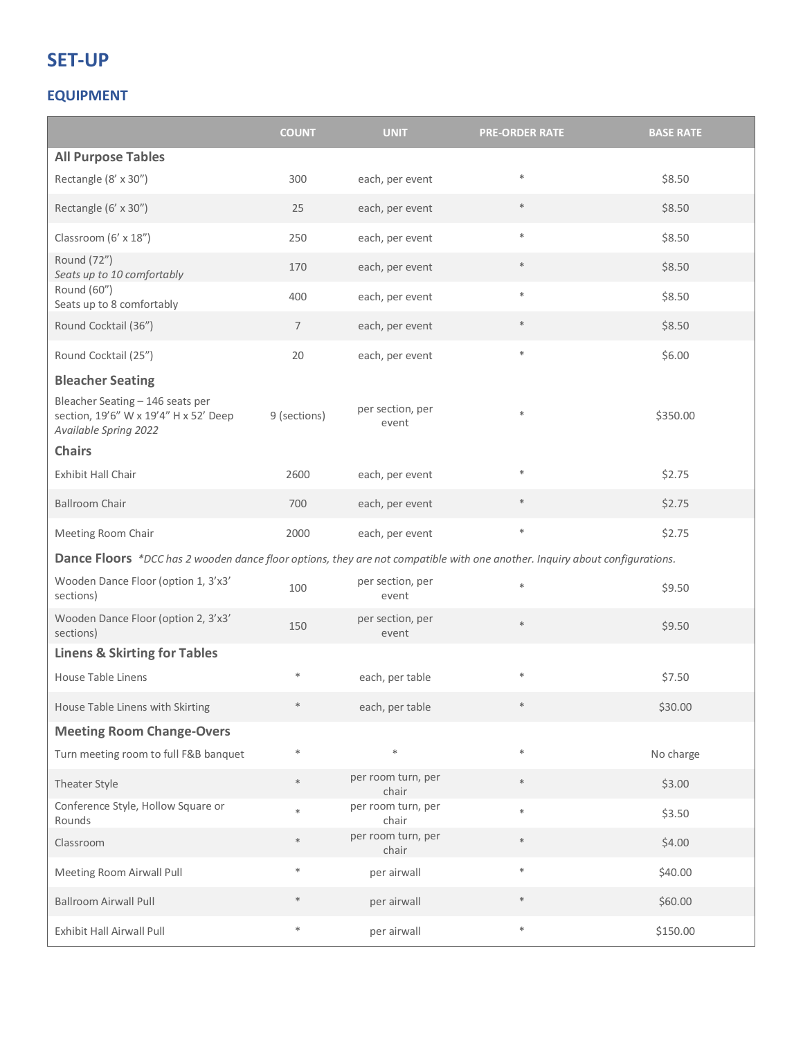# SET-UP

## EQUIPMENT

| | COUNT | UNIT | PRE-ORDER RATE | BASE RATE |
|---|---|---|---|---|
| **All Purpose Tables** | | | | |
| Rectangle (8' x 30") | 300 | each, per event | * | $8.50 |
| Rectangle (6' x 30") | 25 | each, per event | * | $8.50 |
| Classroom (6' x 18") | 250 | each, per event | * | $8.50 |
| Round (72")<br>*Seats up to 10 comfortably* | 170 | each, per event | * | $8.50 |
| Round (60")<br>Seats up to 8 comfortably | 400 | each, per event | * | $8.50 |
| Round Cocktail (36") | 7 | each, per event | * | $8.50 |
| Round Cocktail (25") | 20 | each, per event | * | $6.00 |
| **Bleacher Seating** | | | | |
| Bleacher Seating – 146 seats per section, 19'6" W x 19'4" H x 52' Deep<br>*Available Spring 2022* | 9 (sections) | per section, per event | * | $350.00 |
| **Chairs** | | | | |
| Exhibit Hall Chair | 2600 | each, per event | * | $2.75 |
| Ballroom Chair | 700 | each, per event | * | $2.75 |
| Meeting Room Chair | 2000 | each, per event | * | $2.75 |
| **Dance Floors** *\*DCC has 2 wooden dance floor options, they are not compatible with one another. Inquiry about configurations.* | | | | |
| Wooden Dance Floor (option 1, 3'x3' sections) | 100 | per section, per event | * | $9.50 |
| Wooden Dance Floor (option 2, 3'x3' sections) | 150 | per section, per event | * | $9.50 |
| **Linens & Skirting for Tables** | | | | |
| House Table Linens | * | each, per table | * | $7.50 |
| House Table Linens with Skirting | * | each, per table | * | $30.00 |
| **Meeting Room Change-Overs** | | | | |
| Turn meeting room to full F&B banquet | * | * | * | No charge |
| Theater Style | * | per room turn, per chair | * | $3.00 |
| Conference Style, Hollow Square or Rounds | * | per room turn, per chair | * | $3.50 |
| Classroom | * | per room turn, per chair | * | $4.00 |
| Meeting Room Airwall Pull | * | per airwall | * | $40.00 |
| Ballroom Airwall Pull | * | per airwall | * | $60.00 |
| Exhibit Hall Airwall Pull | * | per airwall | * | $150.00 |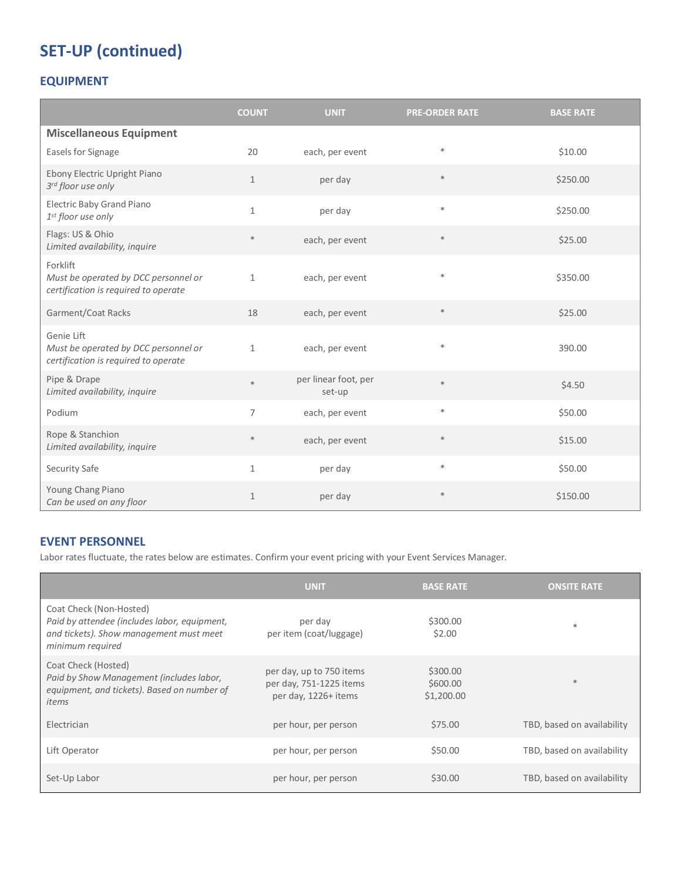# SET-UP (continued)

## EQUIPMENT

| | COUNT | UNIT | PRE-ORDER RATE | BASE RATE |
|---|---|---|---|---|
| **Miscellaneous Equipment** | | | | |
| Easels for Signage | 20 | each, per event | * | $10.00 |
| Ebony Electric Upright Piano *3rd floor use only* | 1 | per day | * | $250.00 |
| Electric Baby Grand Piano *1st floor use only* | 1 | per day | * | $250.00 |
| Flags: US & Ohio *Limited availability, inquire* | * | each, per event | * | $25.00 |
| Forklift *Must be operated by DCC personnel or certification is required to operate* | 1 | each, per event | * | $350.00 |
| Garment/Coat Racks | 18 | each, per event | * | $25.00 |
| Genie Lift *Must be operated by DCC personnel or certification is required to operate* | 1 | each, per event | * | 390.00 |
| Pipe & Drape *Limited availability, inquire* | * | per linear foot, per set-up | * | $4.50 |
| Podium | 7 | each, per event | * | $50.00 |
| Rope & Stanchion *Limited availability, inquire* | * | each, per event | * | $15.00 |
| Security Safe | 1 | per day | * | $50.00 |
| Young Chang Piano *Can be used on any floor* | 1 | per day | * | $150.00 |

## EVENT PERSONNEL

Labor rates fluctuate, the rates below are estimates. Confirm your event pricing with your Event Services Manager.

| | UNIT | BASE RATE | ONSITE RATE |
|---|---|---|---|
| Coat Check (Non-Hosted) *Paid by attendee (includes labor, equipment, and tickets). Show management must meet minimum required* | per day<br>per item (coat/luggage) | $300.00<br>$2.00 | * |
| Coat Check (Hosted) *Paid by Show Management (includes labor, equipment, and tickets). Based on number of items* | per day, up to 750 items<br>per day, 751-1225 items<br>per day, 1226+ items | $300.00<br>$600.00<br>$1,200.00 | * |
| Electrician | per hour, per person | $75.00 | TBD, based on availability |
| Lift Operator | per hour, per person | $50.00 | TBD, based on availability |
| Set-Up Labor | per hour, per person | $30.00 | TBD, based on availability |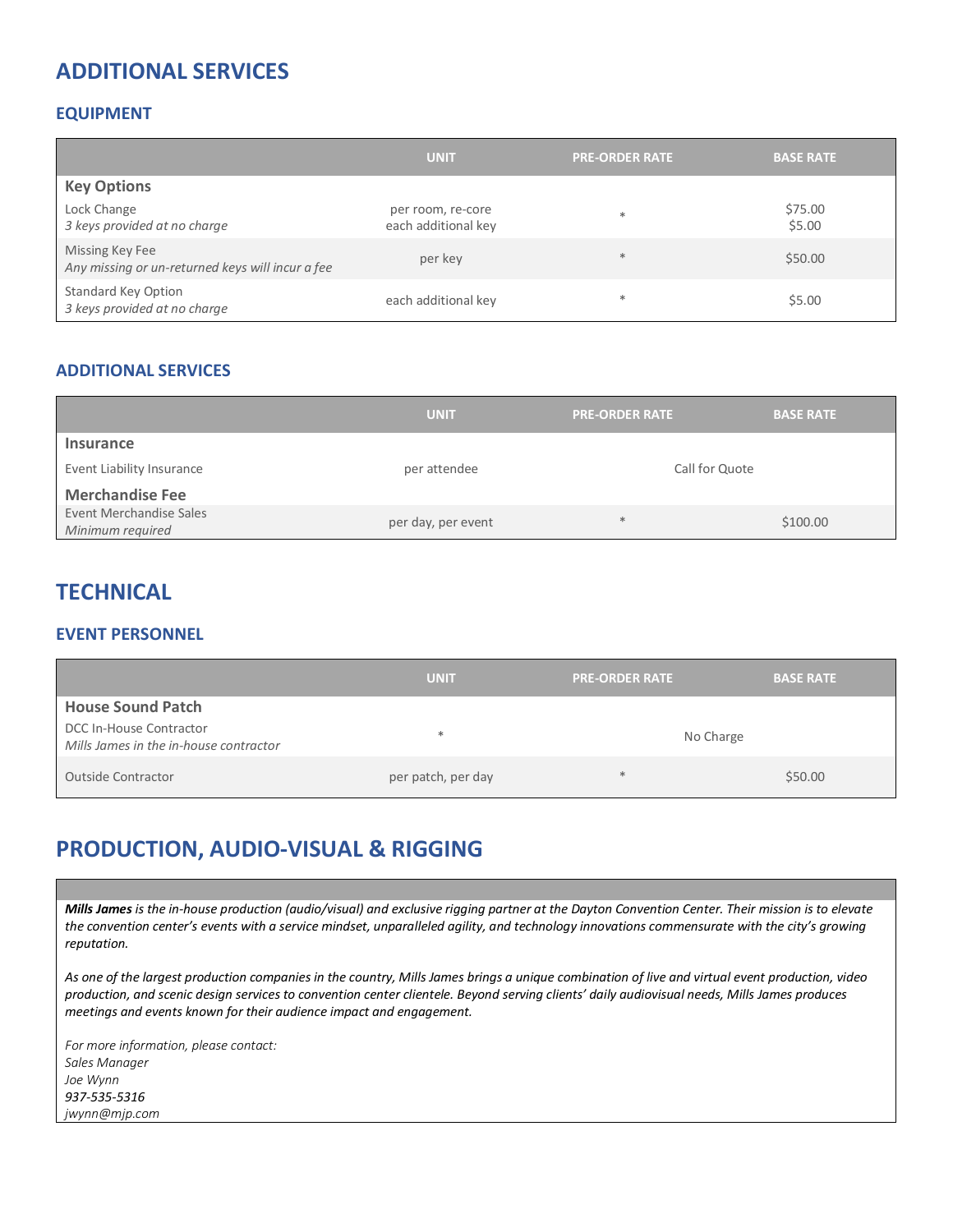# ADDITIONAL SERVICES

## EQUIPMENT

| | UNIT | PRE-ORDER RATE | BASE RATE |
|---|---|---|---|
| **Key Options** | | | |
| Lock Change<br>*3 keys provided at no charge* | per room, re-core<br>each additional key | * | $75.00<br>$5.00 |
| Missing Key Fee<br>*Any missing or un-returned keys will incur a fee* | per key | * | $50.00 |
| Standard Key Option<br>*3 keys provided at no charge* | each additional key | * | $5.00 |

## ADDITIONAL SERVICES

| | UNIT | PRE-ORDER RATE | BASE RATE |
|---|---|---|---|
| **Insurance** | | | |
| Event Liability Insurance | per attendee | Call for Quote | |
| **Merchandise Fee** | | | |
| Event Merchandise Sales<br>*Minimum required* | per day, per event | * | $100.00 |

# TECHNICAL

## EVENT PERSONNEL

| | UNIT | PRE-ORDER RATE | BASE RATE |
|---|---|---|---|
| **House Sound Patch** | | | |
| DCC In-House Contractor<br>*Mills James in the in-house contractor* | * | No Charge | |
| Outside Contractor | per patch, per day | * | $50.00 |

# PRODUCTION, AUDIO-VISUAL & RIGGING

***Mills James** is the in-house production (audio/visual) and exclusive rigging partner at the Dayton Convention Center. Their mission is to elevate the convention center's events with a service mindset, unparalleled agility, and technology innovations commensurate with the city's growing reputation.*

*As one of the largest production companies in the country, Mills James brings a unique combination of live and virtual event production, video production, and scenic design services to convention center clientele. Beyond serving clients' daily audiovisual needs, Mills James produces meetings and events known for their audience impact and engagement.*

*For more information, please contact:*
*Sales Manager*
*Joe Wynn*
*937-535-5316*
*jwynn@mjp.com*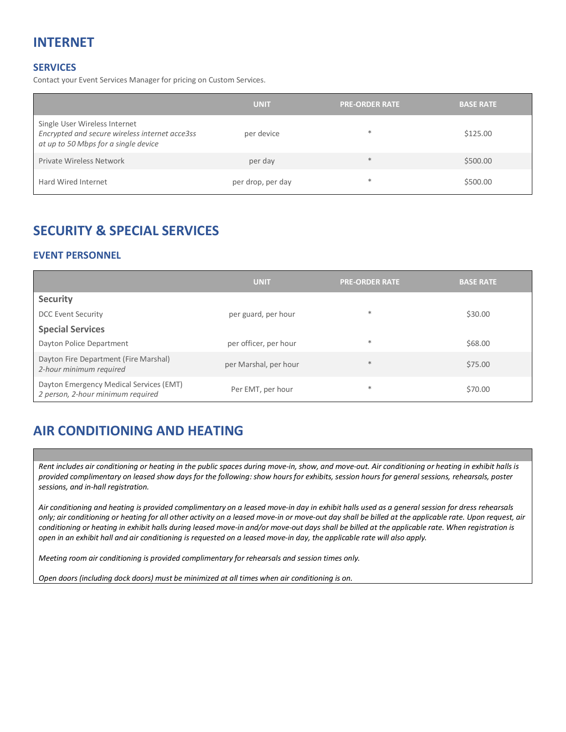# INTERNET

## SERVICES

Contact your Event Services Manager for pricing on Custom Services.

| | UNIT | PRE-ORDER RATE | BASE RATE |
|---|---|---|---|
| Single User Wireless Internet<br>*Encrypted and secure wireless internet acce3ss at up to 50 Mbps for a single device* | per device | * | $125.00 |
| Private Wireless Network | per day | * | $500.00 |
| Hard Wired Internet | per drop, per day | * | $500.00 |

# SECURITY & SPECIAL SERVICES

## EVENT PERSONNEL

| | UNIT | PRE-ORDER RATE | BASE RATE |
|---|---|---|---|
| **Security** | | | |
| DCC Event Security | per guard, per hour | * | $30.00 |
| **Special Services** | | | |
| Dayton Police Department | per officer, per hour | * | $68.00 |
| Dayton Fire Department (Fire Marshal)<br>*2-hour minimum required* | per Marshal, per hour | * | $75.00 |
| Dayton Emergency Medical Services (EMT)<br>*2 person, 2-hour minimum required* | Per EMT, per hour | * | $70.00 |

# AIR CONDITIONING AND HEATING

*Rent includes air conditioning or heating in the public spaces during move-in, show, and move-out. Air conditioning or heating in exhibit halls is provided complimentary on leased show days for the following: show hours for exhibits, session hours for general sessions, rehearsals, poster sessions, and in-hall registration.*

*Air conditioning and heating is provided complimentary on a leased move-in day in exhibit halls used as a general session for dress rehearsals only; air conditioning or heating for all other activity on a leased move-in or move-out day shall be billed at the applicable rate. Upon request, air conditioning or heating in exhibit halls during leased move-in and/or move-out days shall be billed at the applicable rate. When registration is open in an exhibit hall and air conditioning is requested on a leased move-in day, the applicable rate will also apply.*

*Meeting room air conditioning is provided complimentary for rehearsals and session times only.*

*Open doors (including dock doors) must be minimized at all times when air conditioning is on.*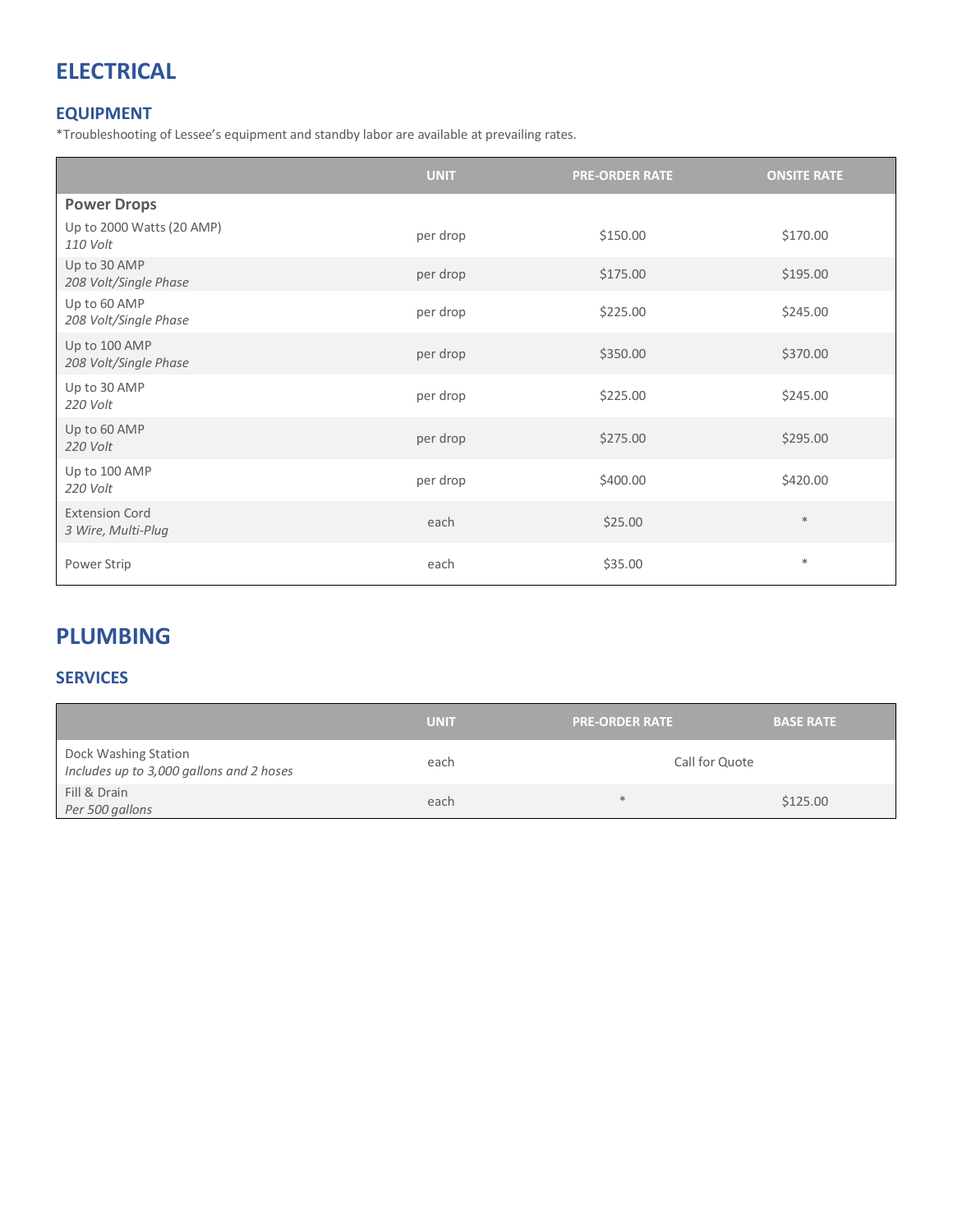# ELECTRICAL

## EQUIPMENT

*Troubleshooting of Lessee's equipment and standby labor are available at prevailing rates.

| | UNIT | PRE-ORDER RATE | ONSITE RATE |
|---|---|---|---|
| **Power Drops** | | | |
| Up to 2000 Watts (20 AMP)<br>*110 Volt* | per drop | $150.00 | $170.00 |
| Up to 30 AMP<br>*208 Volt/Single Phase* | per drop | $175.00 | $195.00 |
| Up to 60 AMP<br>*208 Volt/Single Phase* | per drop | $225.00 | $245.00 |
| Up to 100 AMP<br>*208 Volt/Single Phase* | per drop | $350.00 | $370.00 |
| Up to 30 AMP<br>*220 Volt* | per drop | $225.00 | $245.00 |
| Up to 60 AMP<br>*220 Volt* | per drop | $275.00 | $295.00 |
| Up to 100 AMP<br>*220 Volt* | per drop | $400.00 | $420.00 |
| Extension Cord<br>*3 Wire, Multi-Plug* | each | $25.00 | * |
| Power Strip | each | $35.00 | * |

# PLUMBING

## SERVICES

| | UNIT | PRE-ORDER RATE | BASE RATE |
|---|---|---|---|
| Dock Washing Station<br>*Includes up to 3,000 gallons and 2 hoses* | each | Call for Quote | |
| Fill & Drain<br>*Per 500 gallons* | each | * | $125.00 |